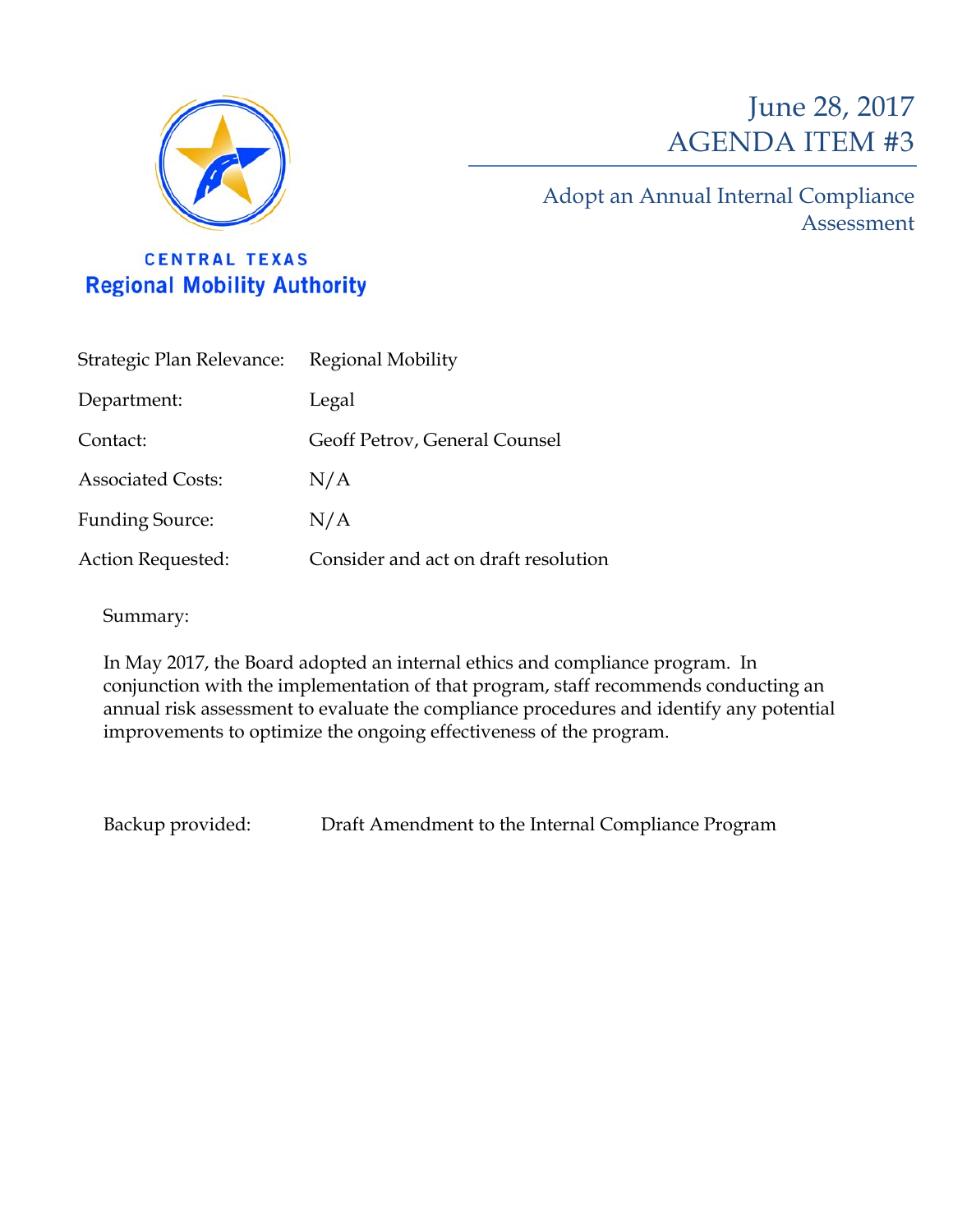CENTRAL TEXAS
**Regional Mobility Authority**

# June 28, 2017
# AGENDA ITEM #3

## Adopt an Annual Internal Compliance Assessment

| | |
|---|---|
| Strategic Plan Relevance: | Regional Mobility |
| Department: | Legal |
| Contact: | Geoff Petrov, General Counsel |
| Associated Costs: | N/A |
| Funding Source: | N/A |
| Action Requested: | Consider and act on draft resolution |

Summary:

In May 2017, the Board adopted an internal ethics and compliance program. In conjunction with the implementation of that program, staff recommends conducting an annual risk assessment to evaluate the compliance procedures and identify any potential improvements to optimize the ongoing effectiveness of the program.

Backup provided: Draft Amendment to the Internal Compliance Program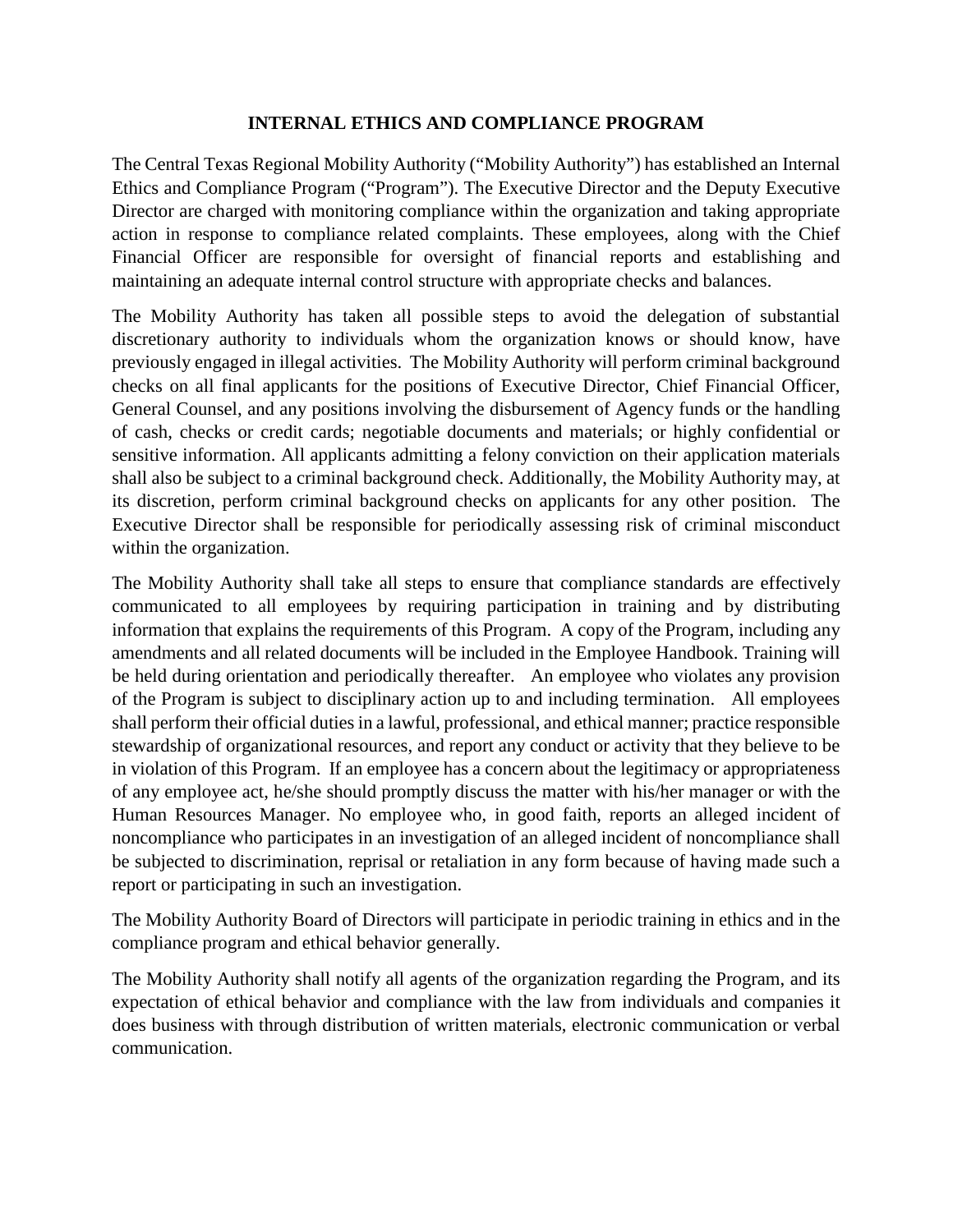# INTERNAL ETHICS AND COMPLIANCE PROGRAM

The Central Texas Regional Mobility Authority ("Mobility Authority") has established an Internal Ethics and Compliance Program ("Program"). The Executive Director and the Deputy Executive Director are charged with monitoring compliance within the organization and taking appropriate action in response to compliance related complaints. These employees, along with the Chief Financial Officer are responsible for oversight of financial reports and establishing and maintaining an adequate internal control structure with appropriate checks and balances.

The Mobility Authority has taken all possible steps to avoid the delegation of substantial discretionary authority to individuals whom the organization knows or should know, have previously engaged in illegal activities. The Mobility Authority will perform criminal background checks on all final applicants for the positions of Executive Director, Chief Financial Officer, General Counsel, and any positions involving the disbursement of Agency funds or the handling of cash, checks or credit cards; negotiable documents and materials; or highly confidential or sensitive information. All applicants admitting a felony conviction on their application materials shall also be subject to a criminal background check. Additionally, the Mobility Authority may, at its discretion, perform criminal background checks on applicants for any other position. The Executive Director shall be responsible for periodically assessing risk of criminal misconduct within the organization.

The Mobility Authority shall take all steps to ensure that compliance standards are effectively communicated to all employees by requiring participation in training and by distributing information that explains the requirements of this Program. A copy of the Program, including any amendments and all related documents will be included in the Employee Handbook. Training will be held during orientation and periodically thereafter. An employee who violates any provision of the Program is subject to disciplinary action up to and including termination. All employees shall perform their official duties in a lawful, professional, and ethical manner; practice responsible stewardship of organizational resources, and report any conduct or activity that they believe to be in violation of this Program. If an employee has a concern about the legitimacy or appropriateness of any employee act, he/she should promptly discuss the matter with his/her manager or with the Human Resources Manager. No employee who, in good faith, reports an alleged incident of noncompliance who participates in an investigation of an alleged incident of noncompliance shall be subjected to discrimination, reprisal or retaliation in any form because of having made such a report or participating in such an investigation.

The Mobility Authority Board of Directors will participate in periodic training in ethics and in the compliance program and ethical behavior generally.

The Mobility Authority shall notify all agents of the organization regarding the Program, and its expectation of ethical behavior and compliance with the law from individuals and companies it does business with through distribution of written materials, electronic communication or verbal communication.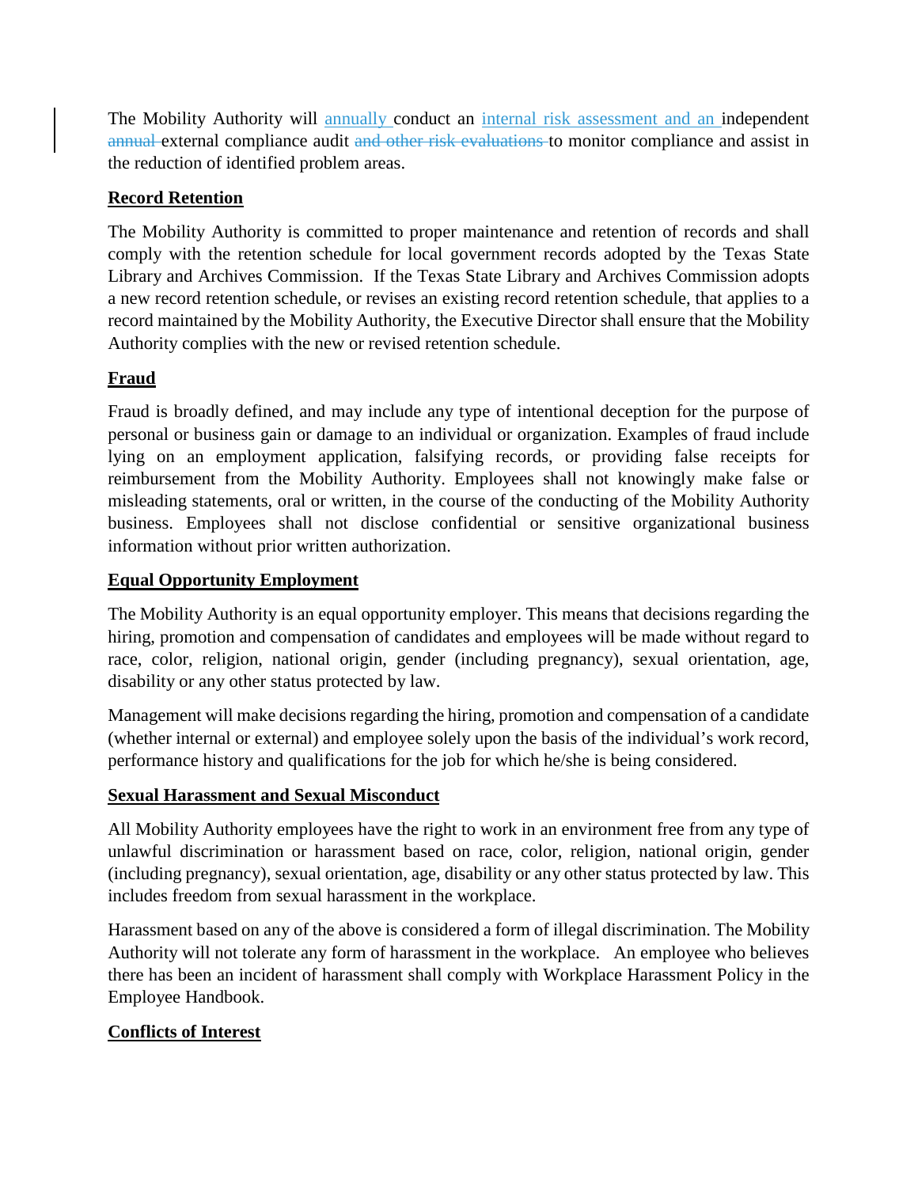The Mobility Authority will annually conduct an internal risk assessment and an independent ~~annual~~ external compliance audit ~~and other risk evaluations~~ to monitor compliance and assist in the reduction of identified problem areas.

**Record Retention**

The Mobility Authority is committed to proper maintenance and retention of records and shall comply with the retention schedule for local government records adopted by the Texas State Library and Archives Commission. If the Texas State Library and Archives Commission adopts a new record retention schedule, or revises an existing record retention schedule, that applies to a record maintained by the Mobility Authority, the Executive Director shall ensure that the Mobility Authority complies with the new or revised retention schedule.

**Fraud**

Fraud is broadly defined, and may include any type of intentional deception for the purpose of personal or business gain or damage to an individual or organization. Examples of fraud include lying on an employment application, falsifying records, or providing false receipts for reimbursement from the Mobility Authority. Employees shall not knowingly make false or misleading statements, oral or written, in the course of the conducting of the Mobility Authority business. Employees shall not disclose confidential or sensitive organizational business information without prior written authorization.

**Equal Opportunity Employment**

The Mobility Authority is an equal opportunity employer. This means that decisions regarding the hiring, promotion and compensation of candidates and employees will be made without regard to race, color, religion, national origin, gender (including pregnancy), sexual orientation, age, disability or any other status protected by law.

Management will make decisions regarding the hiring, promotion and compensation of a candidate (whether internal or external) and employee solely upon the basis of the individual's work record, performance history and qualifications for the job for which he/she is being considered.

**Sexual Harassment and Sexual Misconduct**

All Mobility Authority employees have the right to work in an environment free from any type of unlawful discrimination or harassment based on race, color, religion, national origin, gender (including pregnancy), sexual orientation, age, disability or any other status protected by law. This includes freedom from sexual harassment in the workplace.

Harassment based on any of the above is considered a form of illegal discrimination. The Mobility Authority will not tolerate any form of harassment in the workplace. An employee who believes there has been an incident of harassment shall comply with Workplace Harassment Policy in the Employee Handbook.

**Conflicts of Interest**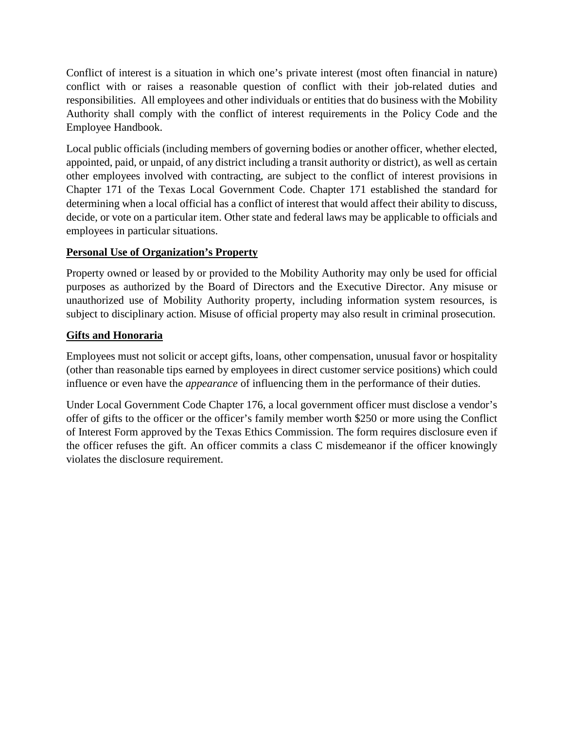Conflict of interest is a situation in which one's private interest (most often financial in nature) conflict with or raises a reasonable question of conflict with their job-related duties and responsibilities. All employees and other individuals or entities that do business with the Mobility Authority shall comply with the conflict of interest requirements in the Policy Code and the Employee Handbook.

Local public officials (including members of governing bodies or another officer, whether elected, appointed, paid, or unpaid, of any district including a transit authority or district), as well as certain other employees involved with contracting, are subject to the conflict of interest provisions in Chapter 171 of the Texas Local Government Code. Chapter 171 established the standard for determining when a local official has a conflict of interest that would affect their ability to discuss, decide, or vote on a particular item. Other state and federal laws may be applicable to officials and employees in particular situations.

**Personal Use of Organization's Property**

Property owned or leased by or provided to the Mobility Authority may only be used for official purposes as authorized by the Board of Directors and the Executive Director. Any misuse or unauthorized use of Mobility Authority property, including information system resources, is subject to disciplinary action. Misuse of official property may also result in criminal prosecution.

**Gifts and Honoraria**

Employees must not solicit or accept gifts, loans, other compensation, unusual favor or hospitality (other than reasonable tips earned by employees in direct customer service positions) which could influence or even have the *appearance* of influencing them in the performance of their duties.

Under Local Government Code Chapter 176, a local government officer must disclose a vendor's offer of gifts to the officer or the officer's family member worth $250 or more using the Conflict of Interest Form approved by the Texas Ethics Commission. The form requires disclosure even if the officer refuses the gift. An officer commits a class C misdemeanor if the officer knowingly violates the disclosure requirement.